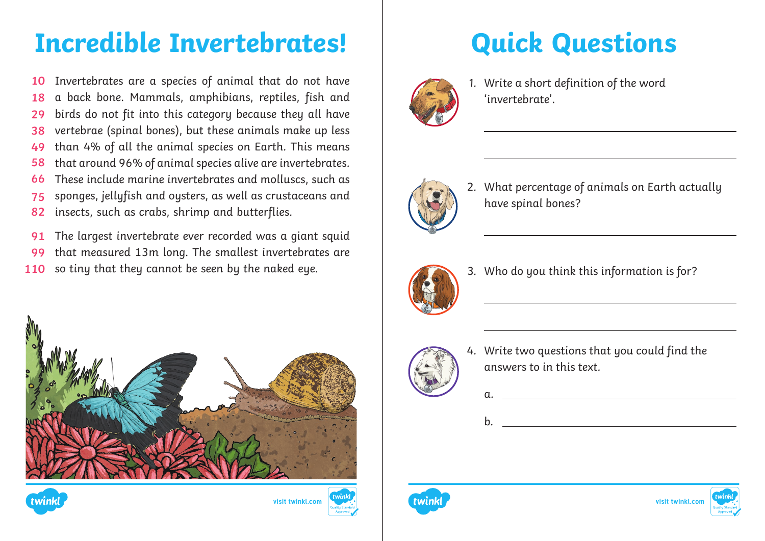# Incredible Invertebrates!

10 Invertebrates are a species of animal that do not have
18 a back bone. Mammals, amphibians, reptiles, fish and
29 birds do not fit into this category because they all have
38 vertebrae (spinal bones), but these animals make up less
49 than 4% of all the animal species on Earth. This means
58 that around 96% of animal species alive are invertebrates.
66 These include marine invertebrates and molluscs, such as
75 sponges, jellyfish and oysters, as well as crustaceans and
82 insects, such as crabs, shrimp and butterflies.

91 The largest invertebrate ever recorded was a giant squid
99 that measured 13m long. The smallest invertebrates are
110 so tiny that they cannot be seen by the naked eye.

# Quick Questions

1. Write a short definition of the word 'invertebrate'.

 ______________________________

 ______________________________

2. What percentage of animals on Earth actually have spinal bones?

 ______________________________

3. Who do you think this information is for?

 ______________________________

 ______________________________

4. Write two questions that you could find the answers to in this text.

 a. ______________________________

 b. ______________________________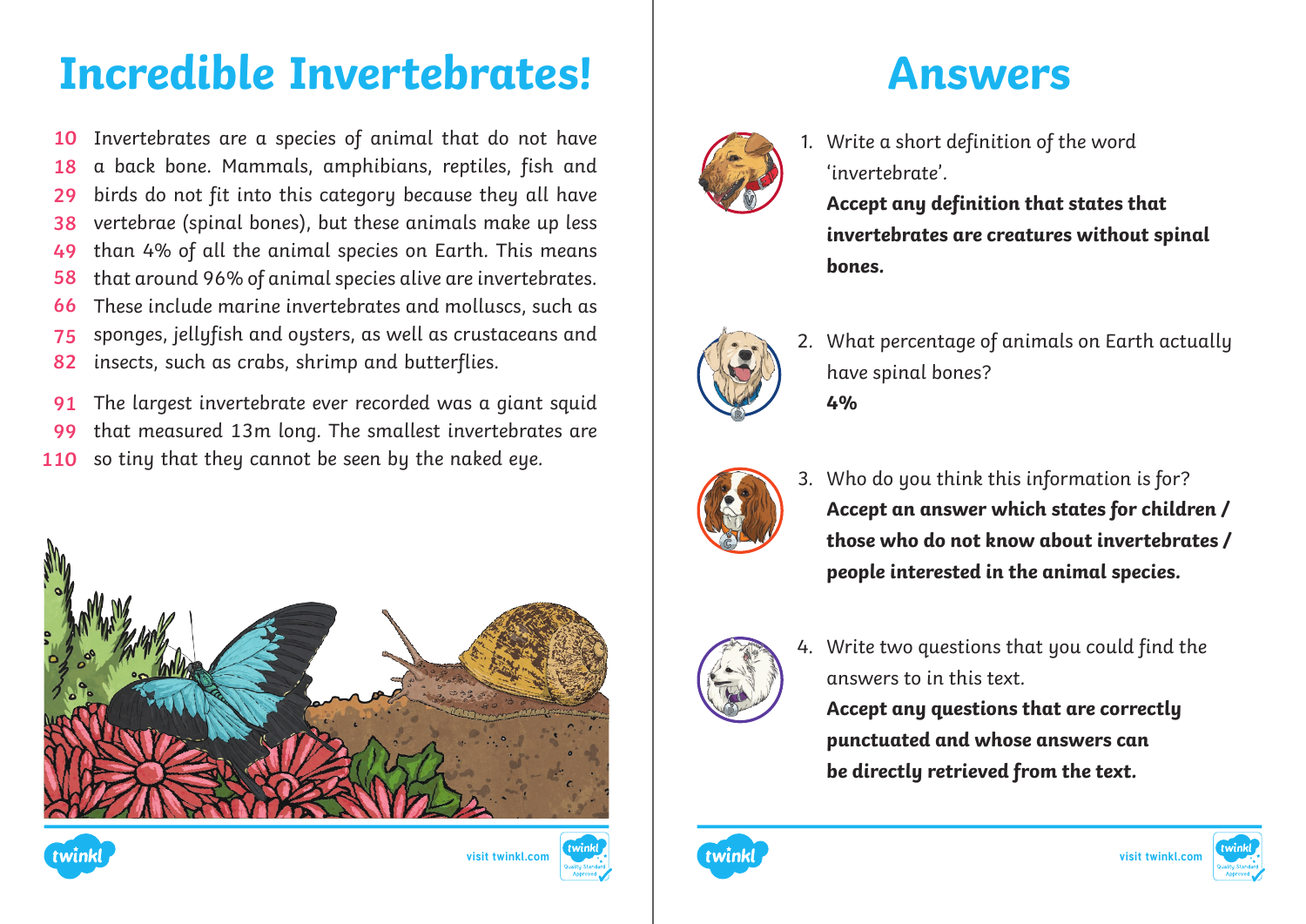# Incredible Invertebrates!

10 Invertebrates are a species of animal that do not have
18 a back bone. Mammals, amphibians, reptiles, fish and
29 birds do not fit into this category because they all have
38 vertebrae (spinal bones), but these animals make up less
49 than 4% of all the animal species on Earth. This means
58 that around 96% of animal species alive are invertebrates.
66 These include marine invertebrates and molluscs, such as
75 sponges, jellyfish and oysters, as well as crustaceans and
82 insects, such as crabs, shrimp and butterflies.

91 The largest invertebrate ever recorded was a giant squid
99 that measured 13m long. The smallest invertebrates are
110 so tiny that they cannot be seen by the naked eye.

# Answers

1. Write a short definition of the word 'invertebrate'.
   **Accept any definition that states that invertebrates are creatures without spinal bones.**

2. What percentage of animals on Earth actually have spinal bones?
   **4%**

3. Who do you think this information is for?
   **Accept an answer which states for children / those who do not know about invertebrates / people interested in the animal species.**

4. Write two questions that you could find the answers to in this text.
   **Accept any questions that are correctly punctuated and whose answers can be directly retrieved from the text.**